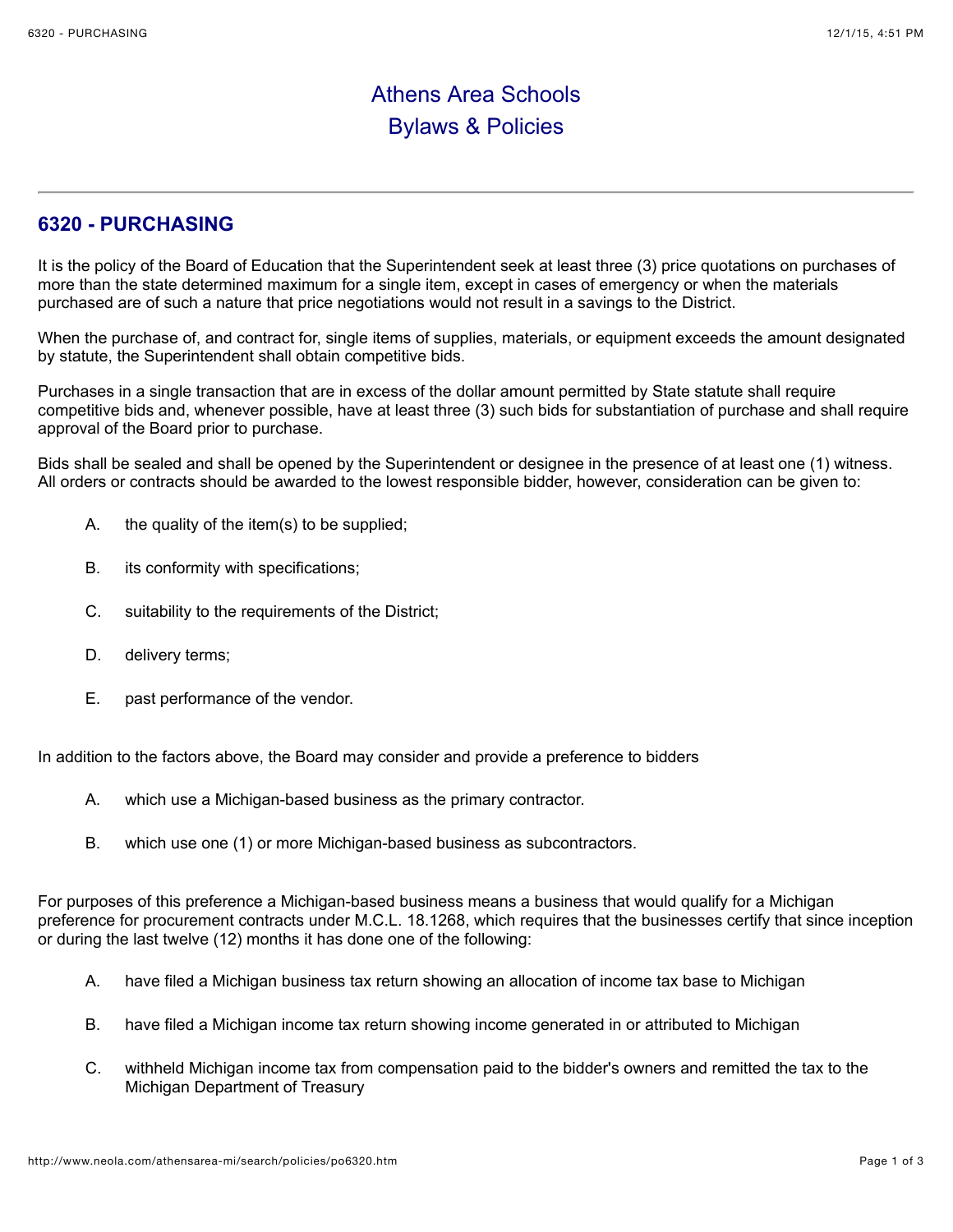# Athens Area Schools
# Bylaws & Policies

---

## 6320 - PURCHASING

It is the policy of the Board of Education that the Superintendent seek at least three (3) price quotations on purchases of more than the state determined maximum for a single item, except in cases of emergency or when the materials purchased are of such a nature that price negotiations would not result in a savings to the District.

When the purchase of, and contract for, single items of supplies, materials, or equipment exceeds the amount designated by statute, the Superintendent shall obtain competitive bids.

Purchases in a single transaction that are in excess of the dollar amount permitted by State statute shall require competitive bids and, whenever possible, have at least three (3) such bids for substantiation of purchase and shall require approval of the Board prior to purchase.

Bids shall be sealed and shall be opened by the Superintendent or designee in the presence of at least one (1) witness. All orders or contracts should be awarded to the lowest responsible bidder, however, consideration can be given to:

A. the quality of the item(s) to be supplied;

B. its conformity with specifications;

C. suitability to the requirements of the District;

D. delivery terms;

E. past performance of the vendor.

In addition to the factors above, the Board may consider and provide a preference to bidders

A. which use a Michigan-based business as the primary contractor.

B. which use one (1) or more Michigan-based business as subcontractors.

For purposes of this preference a Michigan-based business means a business that would qualify for a Michigan preference for procurement contracts under M.C.L. 18.1268, which requires that the businesses certify that since inception or during the last twelve (12) months it has done one of the following:

A. have filed a Michigan business tax return showing an allocation of income tax base to Michigan

B. have filed a Michigan income tax return showing income generated in or attributed to Michigan

C. withheld Michigan income tax from compensation paid to the bidder's owners and remitted the tax to the Michigan Department of Treasury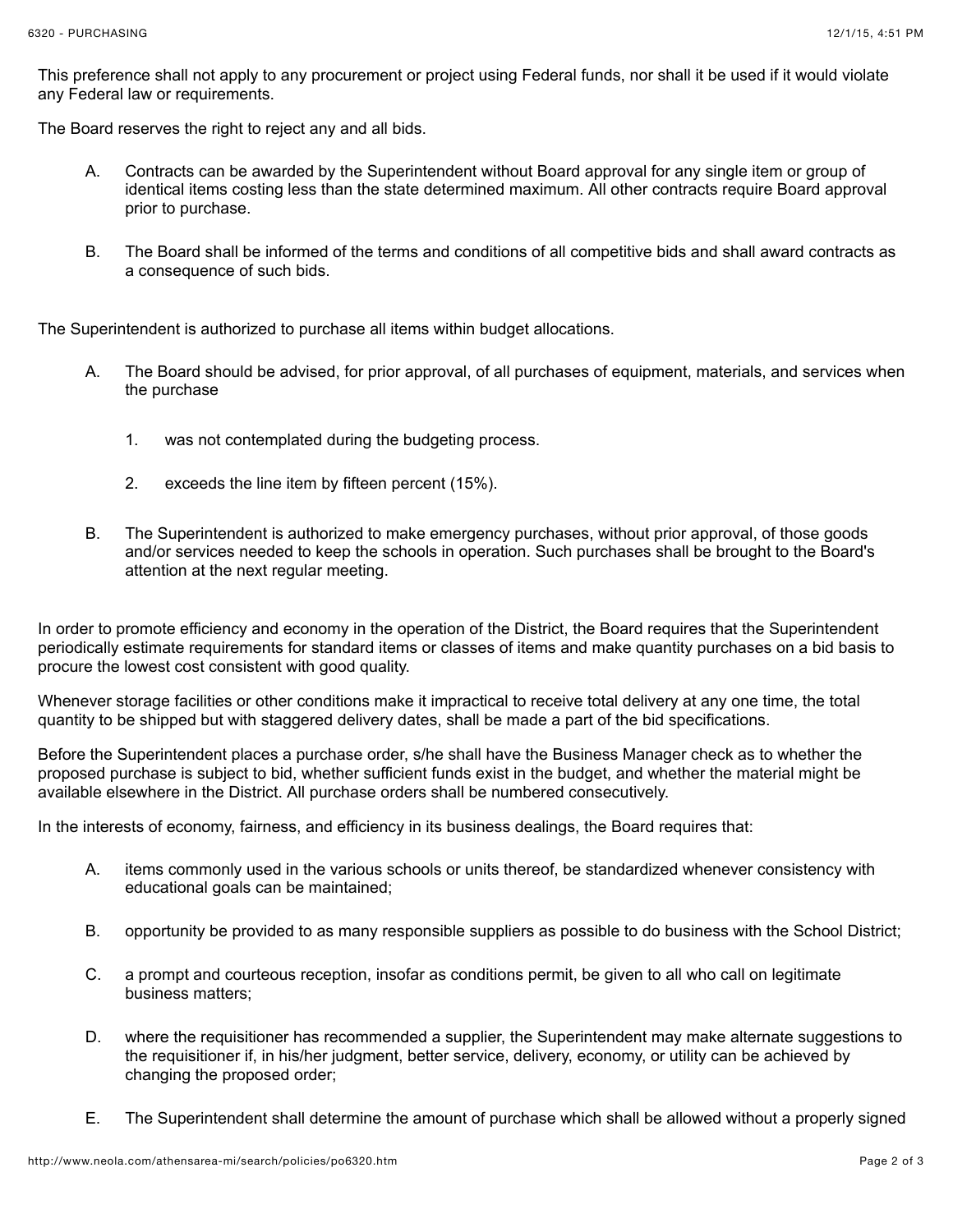This preference shall not apply to any procurement or project using Federal funds, nor shall it be used if it would violate any Federal law or requirements.

The Board reserves the right to reject any and all bids.

A. Contracts can be awarded by the Superintendent without Board approval for any single item or group of identical items costing less than the state determined maximum. All other contracts require Board approval prior to purchase.

B. The Board shall be informed of the terms and conditions of all competitive bids and shall award contracts as a consequence of such bids.

The Superintendent is authorized to purchase all items within budget allocations.

A. The Board should be advised, for prior approval, of all purchases of equipment, materials, and services when the purchase

   1. was not contemplated during the budgeting process.

   2. exceeds the line item by fifteen percent (15%).

B. The Superintendent is authorized to make emergency purchases, without prior approval, of those goods and/or services needed to keep the schools in operation. Such purchases shall be brought to the Board's attention at the next regular meeting.

In order to promote efficiency and economy in the operation of the District, the Board requires that the Superintendent periodically estimate requirements for standard items or classes of items and make quantity purchases on a bid basis to procure the lowest cost consistent with good quality.

Whenever storage facilities or other conditions make it impractical to receive total delivery at any one time, the total quantity to be shipped but with staggered delivery dates, shall be made a part of the bid specifications.

Before the Superintendent places a purchase order, s/he shall have the Business Manager check as to whether the proposed purchase is subject to bid, whether sufficient funds exist in the budget, and whether the material might be available elsewhere in the District. All purchase orders shall be numbered consecutively.

In the interests of economy, fairness, and efficiency in its business dealings, the Board requires that:

A. items commonly used in the various schools or units thereof, be standardized whenever consistency with educational goals can be maintained;

B. opportunity be provided to as many responsible suppliers as possible to do business with the School District;

C. a prompt and courteous reception, insofar as conditions permit, be given to all who call on legitimate business matters;

D. where the requisitioner has recommended a supplier, the Superintendent may make alternate suggestions to the requisitioner if, in his/her judgment, better service, delivery, economy, or utility can be achieved by changing the proposed order;

E. The Superintendent shall determine the amount of purchase which shall be allowed without a properly signed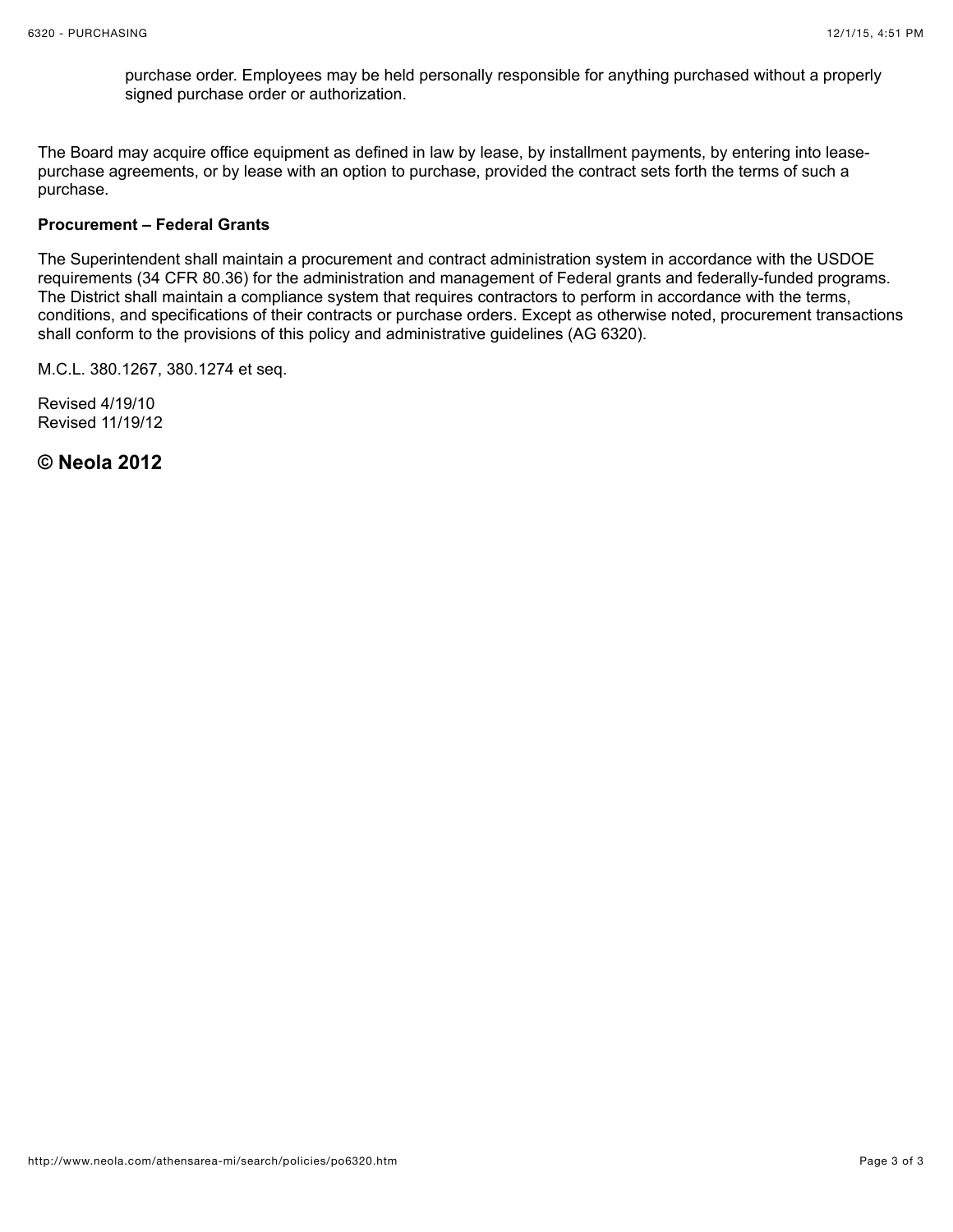purchase order. Employees may be held personally responsible for anything purchased without a properly signed purchase order or authorization.

The Board may acquire office equipment as defined in law by lease, by installment payments, by entering into lease-purchase agreements, or by lease with an option to purchase, provided the contract sets forth the terms of such a purchase.

**Procurement – Federal Grants**

The Superintendent shall maintain a procurement and contract administration system in accordance with the USDOE requirements (34 CFR 80.36) for the administration and management of Federal grants and federally-funded programs. The District shall maintain a compliance system that requires contractors to perform in accordance with the terms, conditions, and specifications of their contracts or purchase orders. Except as otherwise noted, procurement transactions shall conform to the provisions of this policy and administrative guidelines (AG 6320).

M.C.L. 380.1267, 380.1274 et seq.

Revised 4/19/10
Revised 11/19/12

## © Neola 2012